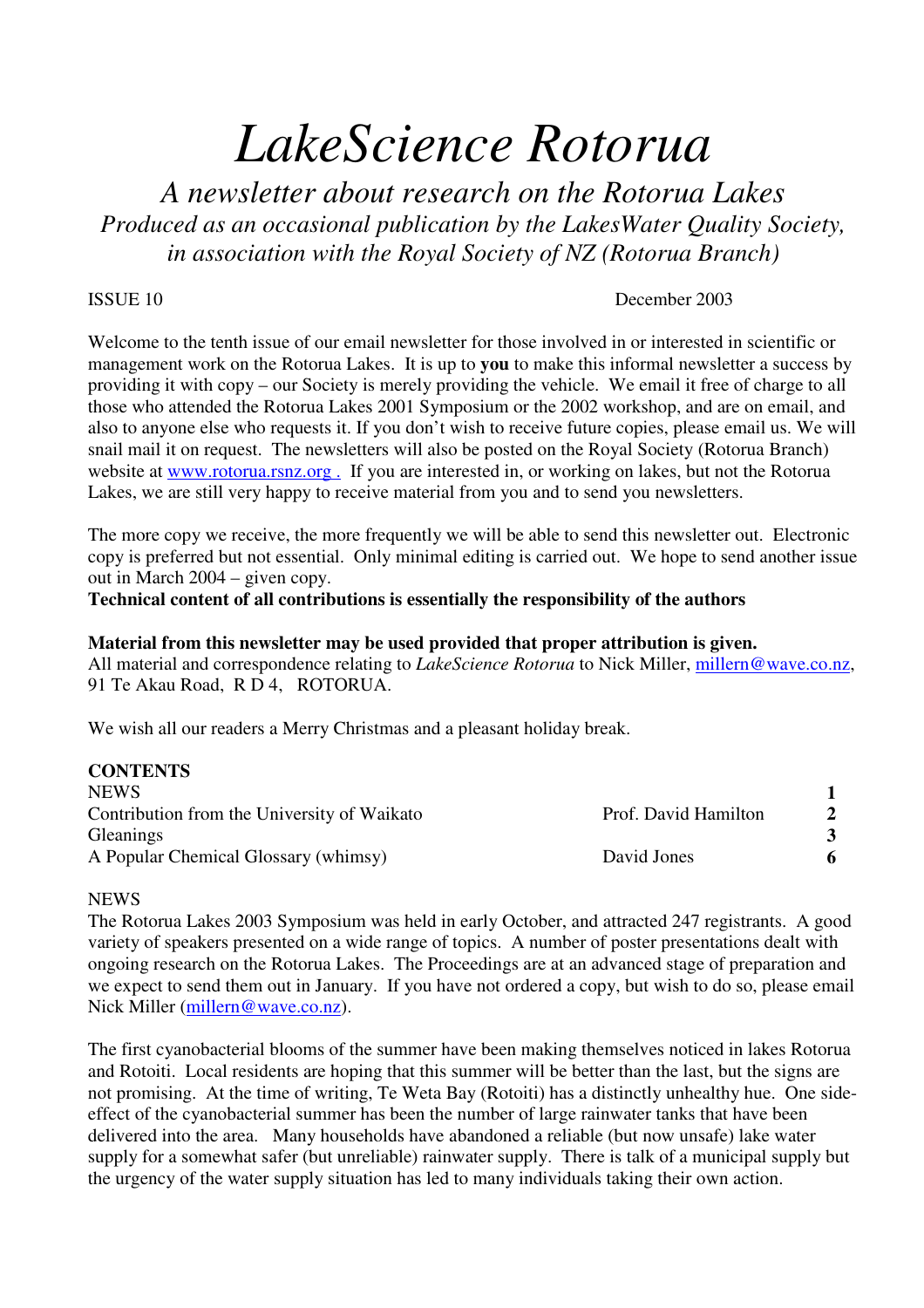# *LakeScience Rotorua*

*A newsletter about research on the Rotorua Lakes*
*Produced as an occasional publication by the LakesWater Quality Society, in association with the Royal Society of NZ (Rotorua Branch)*

ISSUE 10 December 2003

Welcome to the tenth issue of our email newsletter for those involved in or interested in scientific or management work on the Rotorua Lakes. It is up to **you** to make this informal newsletter a success by providing it with copy – our Society is merely providing the vehicle. We email it free of charge to all those who attended the Rotorua Lakes 2001 Symposium or the 2002 workshop, and are on email, and also to anyone else who requests it. If you don't wish to receive future copies, please email us. We will snail mail it on request. The newsletters will also be posted on the Royal Society (Rotorua Branch) website at www.rotorua.rsnz.org . If you are interested in, or working on lakes, but not the Rotorua Lakes, we are still very happy to receive material from you and to send you newsletters.

The more copy we receive, the more frequently we will be able to send this newsletter out. Electronic copy is preferred but not essential. Only minimal editing is carried out. We hope to send another issue out in March 2004 – given copy.

**Technical content of all contributions is essentially the responsibility of the authors**

**Material from this newsletter may be used provided that proper attribution is given.**
All material and correspondence relating to *LakeScience Rotorua* to Nick Miller, millern@wave.co.nz, 91 Te Akau Road, R D 4, ROTORUA.

We wish all our readers a Merry Christmas and a pleasant holiday break.

**CONTENTS**

| | | |
|---|---|---|
| NEWS | | **1** |
| Contribution from the University of Waikato | Prof. David Hamilton | **2** |
| Gleanings | | **3** |
| A Popular Chemical Glossary (whimsy) | David Jones | **6** |

NEWS

The Rotorua Lakes 2003 Symposium was held in early October, and attracted 247 registrants. A good variety of speakers presented on a wide range of topics. A number of poster presentations dealt with ongoing research on the Rotorua Lakes. The Proceedings are at an advanced stage of preparation and we expect to send them out in January. If you have not ordered a copy, but wish to do so, please email Nick Miller (millern@wave.co.nz).

The first cyanobacterial blooms of the summer have been making themselves noticed in lakes Rotorua and Rotoiti. Local residents are hoping that this summer will be better than the last, but the signs are not promising. At the time of writing, Te Weta Bay (Rotoiti) has a distinctly unhealthy hue. One side-effect of the cyanobacterial summer has been the number of large rainwater tanks that have been delivered into the area. Many households have abandoned a reliable (but now unsafe) lake water supply for a somewhat safer (but unreliable) rainwater supply. There is talk of a municipal supply but the urgency of the water supply situation has led to many individuals taking their own action.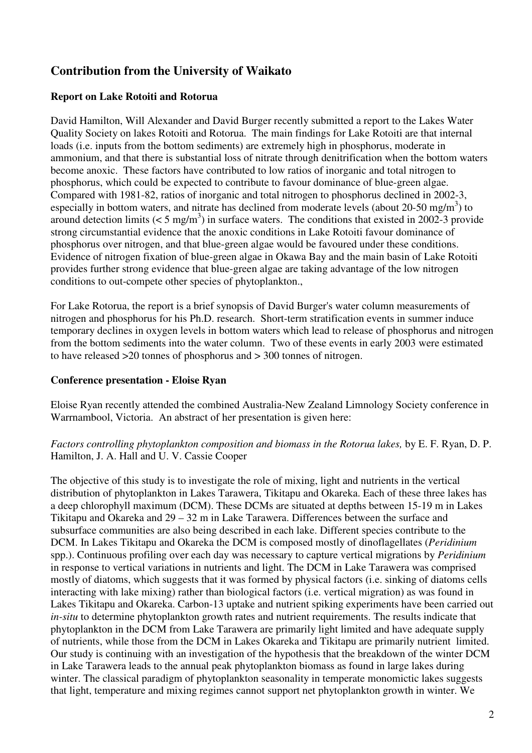## Contribution from the University of Waikato

### Report on Lake Rotoiti and Rotorua

David Hamilton, Will Alexander and David Burger recently submitted a report to the Lakes Water Quality Society on lakes Rotoiti and Rotorua. The main findings for Lake Rotoiti are that internal loads (i.e. inputs from the bottom sediments) are extremely high in phosphorus, moderate in ammonium, and that there is substantial loss of nitrate through denitrification when the bottom waters become anoxic. These factors have contributed to low ratios of inorganic and total nitrogen to phosphorus, which could be expected to contribute to favour dominance of blue-green algae. Compared with 1981-82, ratios of inorganic and total nitrogen to phosphorus declined in 2002-3, especially in bottom waters, and nitrate has declined from moderate levels (about 20-50 $mg/m^3$) to around detection limits ($< 5$ $mg/m^3$) in surface waters. The conditions that existed in 2002-3 provide strong circumstantial evidence that the anoxic conditions in Lake Rotoiti favour dominance of phosphorus over nitrogen, and that blue-green algae would be favoured under these conditions. Evidence of nitrogen fixation of blue-green algae in Okawa Bay and the main basin of Lake Rotoiti provides further strong evidence that blue-green algae are taking advantage of the low nitrogen conditions to out-compete other species of phytoplankton.,

For Lake Rotorua, the report is a brief synopsis of David Burger's water column measurements of nitrogen and phosphorus for his Ph.D. research. Short-term stratification events in summer induce temporary declines in oxygen levels in bottom waters which lead to release of phosphorus and nitrogen from the bottom sediments into the water column. Two of these events in early 2003 were estimated to have released >20 tonnes of phosphorus and > 300 tonnes of nitrogen.

### Conference presentation - Eloise Ryan

Eloise Ryan recently attended the combined Australia-New Zealand Limnology Society conference in Warrnambool, Victoria. An abstract of her presentation is given here:

*Factors controlling phytoplankton composition and biomass in the Rotorua lakes,* by E. F. Ryan, D. P. Hamilton, J. A. Hall and U. V. Cassie Cooper

The objective of this study is to investigate the role of mixing, light and nutrients in the vertical distribution of phytoplankton in Lakes Tarawera, Tikitapu and Okareka. Each of these three lakes has a deep chlorophyll maximum (DCM). These DCMs are situated at depths between 15-19 m in Lakes Tikitapu and Okareka and 29 – 32 m in Lake Tarawera. Differences between the surface and subsurface communities are also being described in each lake. Different species contribute to the DCM. In Lakes Tikitapu and Okareka the DCM is composed mostly of dinoflagellates (*Peridinium* spp.). Continuous profiling over each day was necessary to capture vertical migrations by *Peridinium* in response to vertical variations in nutrients and light. The DCM in Lake Tarawera was comprised mostly of diatoms, which suggests that it was formed by physical factors (i.e. sinking of diatoms cells interacting with lake mixing) rather than biological factors (i.e. vertical migration) as was found in Lakes Tikitapu and Okareka. Carbon-13 uptake and nutrient spiking experiments have been carried out *in-situ* to determine phytoplankton growth rates and nutrient requirements. The results indicate that phytoplankton in the DCM from Lake Tarawera are primarily light limited and have adequate supply of nutrients, while those from the DCM in Lakes Okareka and Tikitapu are primarily nutrient limited. Our study is continuing with an investigation of the hypothesis that the breakdown of the winter DCM in Lake Tarawera leads to the annual peak phytoplankton biomass as found in large lakes during winter. The classical paradigm of phytoplankton seasonality in temperate monomictic lakes suggests that light, temperature and mixing regimes cannot support net phytoplankton growth in winter. We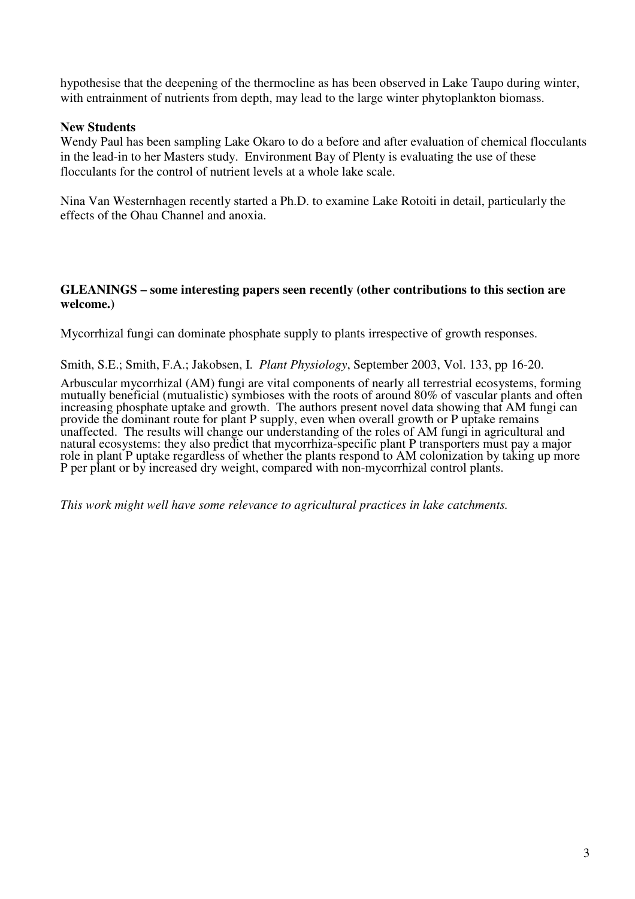hypothesise that the deepening of the thermocline as has been observed in Lake Taupo during winter, with entrainment of nutrients from depth, may lead to the large winter phytoplankton biomass.

**New Students**

Wendy Paul has been sampling Lake Okaro to do a before and after evaluation of chemical flocculants in the lead-in to her Masters study. Environment Bay of Plenty is evaluating the use of these flocculants for the control of nutrient levels at a whole lake scale.

Nina Van Westernhagen recently started a Ph.D. to examine Lake Rotoiti in detail, particularly the effects of the Ohau Channel and anoxia.

**GLEANINGS – some interesting papers seen recently (other contributions to this section are welcome.)**

Mycorrhizal fungi can dominate phosphate supply to plants irrespective of growth responses.

Smith, S.E.; Smith, F.A.; Jakobsen, I. *Plant Physiology*, September 2003, Vol. 133, pp 16-20.

Arbuscular mycorrhizal (AM) fungi are vital components of nearly all terrestrial ecosystems, forming mutually beneficial (mutualistic) symbioses with the roots of around 80% of vascular plants and often increasing phosphate uptake and growth. The authors present novel data showing that AM fungi can provide the dominant route for plant P supply, even when overall growth or P uptake remains unaffected. The results will change our understanding of the roles of AM fungi in agricultural and natural ecosystems: they also predict that mycorrhiza-specific plant P transporters must pay a major role in plant P uptake regardless of whether the plants respond to AM colonization by taking up more P per plant or by increased dry weight, compared with non-mycorrhizal control plants.

*This work might well have some relevance to agricultural practices in lake catchments.*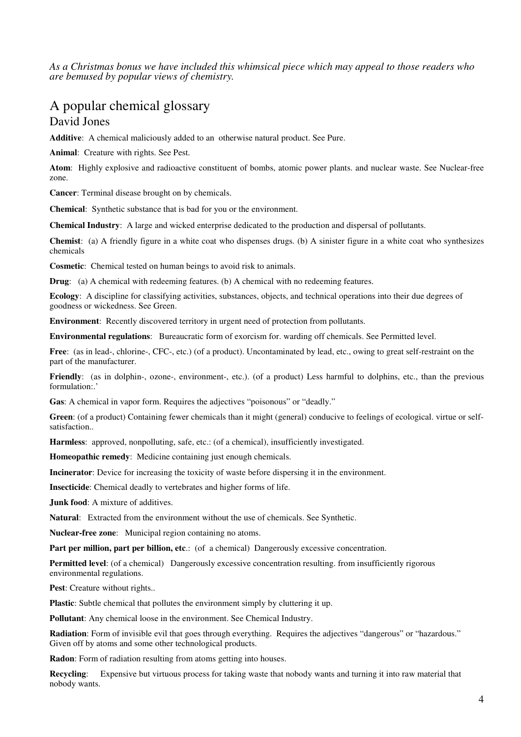*As a Christmas bonus we have included this whimsical piece which may appeal to those readers who are bemused by popular views of chemistry.*

# A popular chemical glossary

## David Jones

**Additive**: A chemical maliciously added to an otherwise natural product. See Pure.

**Animal**: Creature with rights. See Pest.

**Atom**: Highly explosive and radioactive constituent of bombs, atomic power plants. and nuclear waste. See Nuclear-free zone.

**Cancer**: Terminal disease brought on by chemicals.

**Chemical**: Synthetic substance that is bad for you or the environment.

**Chemical Industry**: A large and wicked enterprise dedicated to the production and dispersal of pollutants.

**Chemist**: (a) A friendly figure in a white coat who dispenses drugs. (b) A sinister figure in a white coat who synthesizes chemicals

**Cosmetic**: Chemical tested on human beings to avoid risk to animals.

**Drug**: (a) A chemical with redeeming features. (b) A chemical with no redeeming features.

**Ecology**: A discipline for classifying activities, substances, objects, and technical operations into their due degrees of goodness or wickedness. See Green.

**Environment**: Recently discovered territory in urgent need of protection from pollutants.

**Environmental regulations**: Bureaucratic form of exorcism for. warding off chemicals. See Permitted level.

**Free**: (as in lead-, chlorine-, CFC-, etc.) (of a product). Uncontaminated by lead, etc., owing to great self-restraint on the part of the manufacturer.

**Friendly**: (as in dolphin-, ozone-, environment-, etc.). (of a product) Less harmful to dolphins, etc., than the previous formulation:.'

**Gas**: A chemical in vapor form. Requires the adjectives "poisonous" or "deadly."

**Green**: (of a product) Containing fewer chemicals than it might (general) conducive to feelings of ecological. virtue or self-satisfaction..

**Harmless**: approved, nonpolluting, safe, etc.: (of a chemical), insufficiently investigated.

**Homeopathic remedy**: Medicine containing just enough chemicals.

**Incinerator**: Device for increasing the toxicity of waste before dispersing it in the environment.

**Insecticide**: Chemical deadly to vertebrates and higher forms of life.

**Junk food**: A mixture of additives.

**Natural**: Extracted from the environment without the use of chemicals. See Synthetic.

**Nuclear-free zone**: Municipal region containing no atoms.

**Part per million, part per billion, etc**.: (of a chemical) Dangerously excessive concentration.

**Permitted level**: (of a chemical) Dangerously excessive concentration resulting. from insufficiently rigorous environmental regulations.

**Pest**: Creature without rights..

**Plastic**: Subtle chemical that pollutes the environment simply by cluttering it up.

**Pollutant**: Any chemical loose in the environment. See Chemical Industry.

**Radiation**: Form of invisible evil that goes through everything. Requires the adjectives "dangerous" or "hazardous." Given off by atoms and some other technological products.

**Radon**: Form of radiation resulting from atoms getting into houses.

**Recycling**: Expensive but virtuous process for taking waste that nobody wants and turning it into raw material that nobody wants.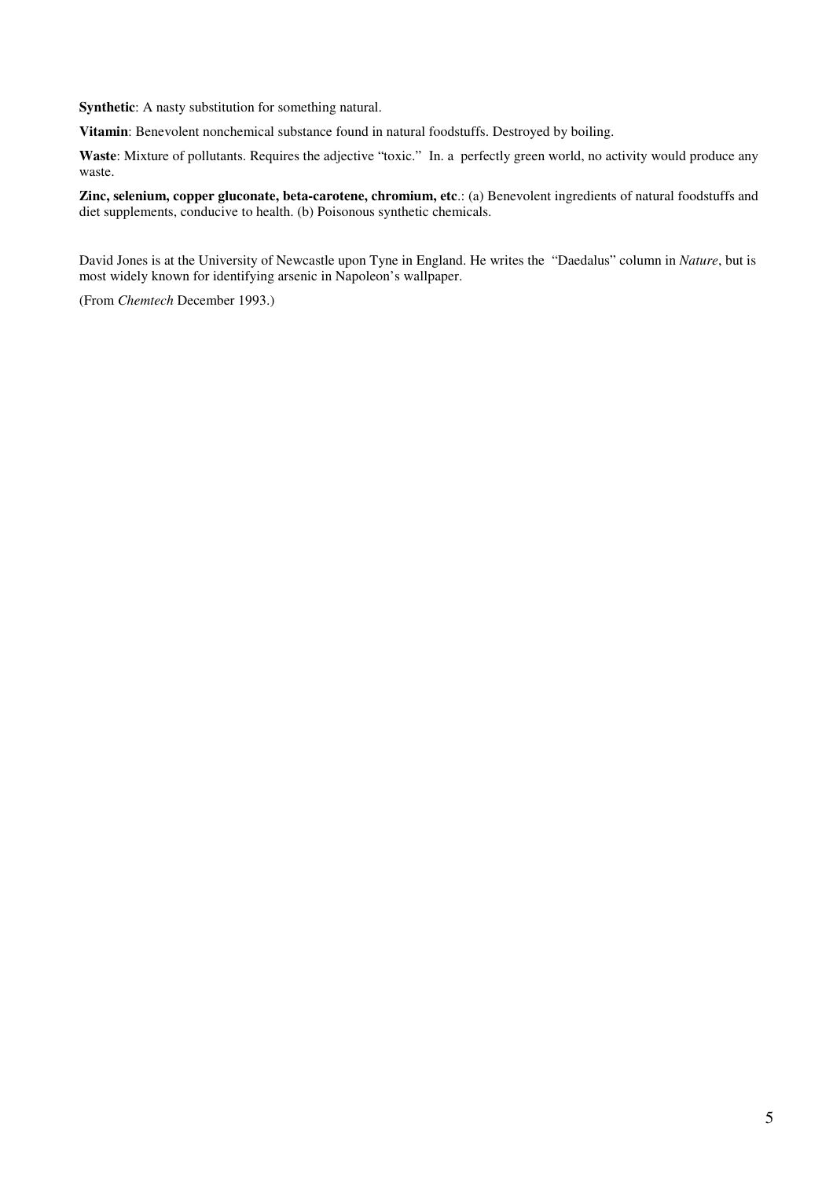**Synthetic**: A nasty substitution for something natural.

**Vitamin**: Benevolent nonchemical substance found in natural foodstuffs. Destroyed by boiling.

**Waste**: Mixture of pollutants. Requires the adjective "toxic." In. a perfectly green world, no activity would produce any waste.

**Zinc, selenium, copper gluconate, beta-carotene, chromium, etc**.: (a) Benevolent ingredients of natural foodstuffs and diet supplements, conducive to health. (b) Poisonous synthetic chemicals.

David Jones is at the University of Newcastle upon Tyne in England. He writes the "Daedalus" column in *Nature*, but is most widely known for identifying arsenic in Napoleon's wallpaper.

(From *Chemtech* December 1993.)